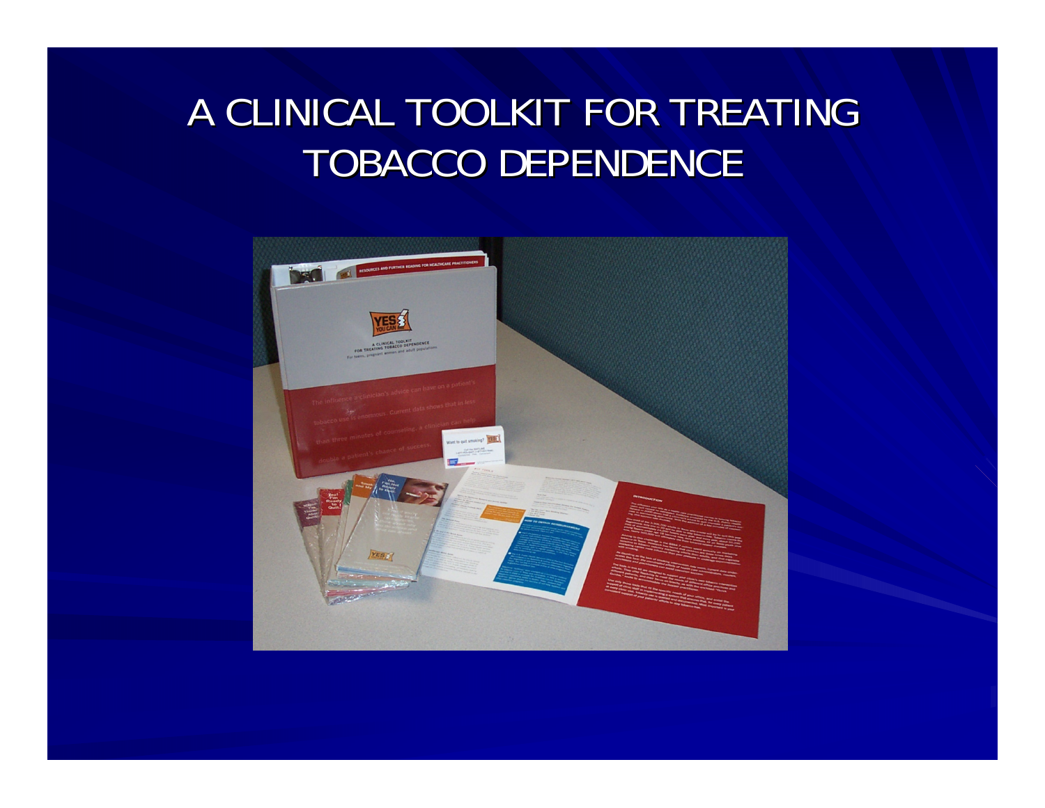# A CLINICAL TOOLKIT FOR TREATING TOBACCO DEPENDENCE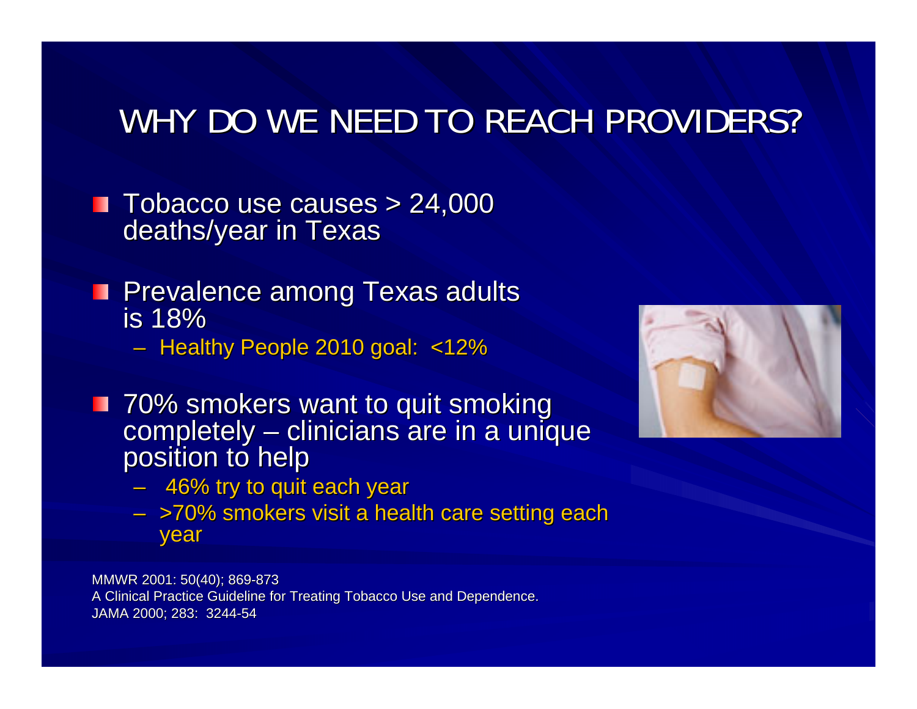# WHY DO WE NEED TO REACH PROVIDERS?

- Tobacco use causes > 24,000 deaths/year in Texas
- Prevalence among Texas adults is 18%
  - Healthy People 2010 goal: <12%
- 70% smokers want to quit smoking completely – clinicians are in a unique position to help
  - 46% try to quit each year
  - >70% smokers visit a health care setting each year

MMWR 2001: 50(40); 869-873
A Clinical Practice Guideline for Treating Tobacco Use and Dependence. JAMA 2000; 283: 3244-54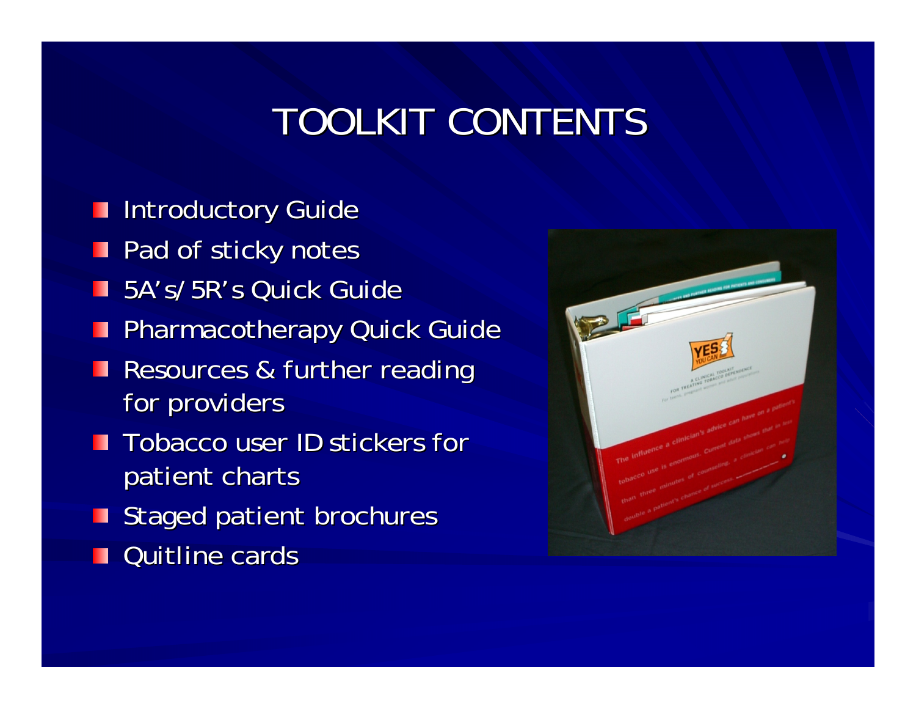# TOOLKIT CONTENTS

- Introductory Guide
- Pad of sticky notes
- 5A's/5R's Quick Guide
- Pharmacotherapy Quick Guide
- Resources & further reading for providers
- Tobacco user ID stickers for patient charts
- Staged patient brochures
- Quitline cards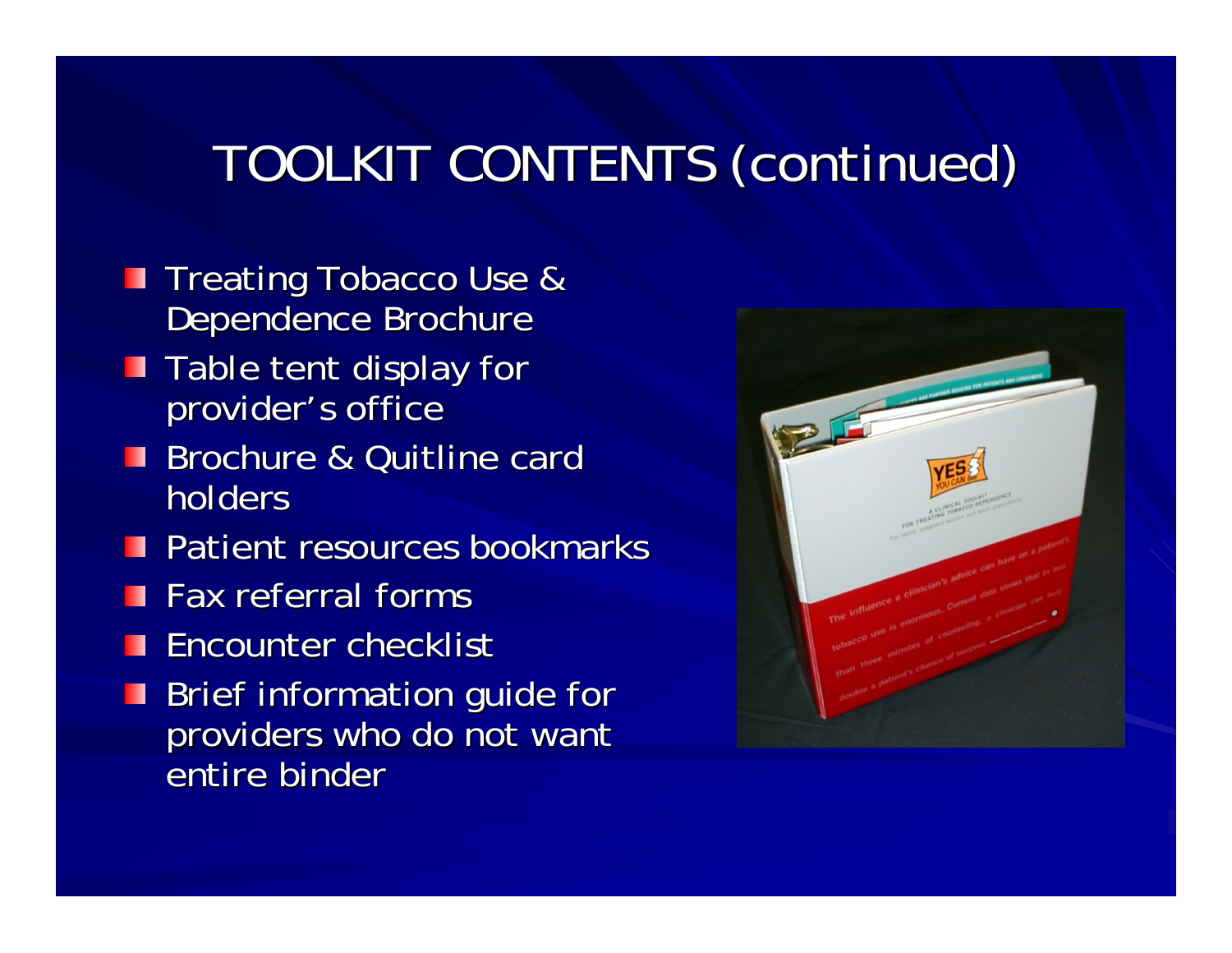# TOOLKIT CONTENTS (continued)

- Treating Tobacco Use & Dependence Brochure
- Table tent display for provider's office
- Brochure & Quitline card holders
- Patient resources bookmarks
- Fax referral forms
- Encounter checklist
- Brief information guide for providers who do not want entire binder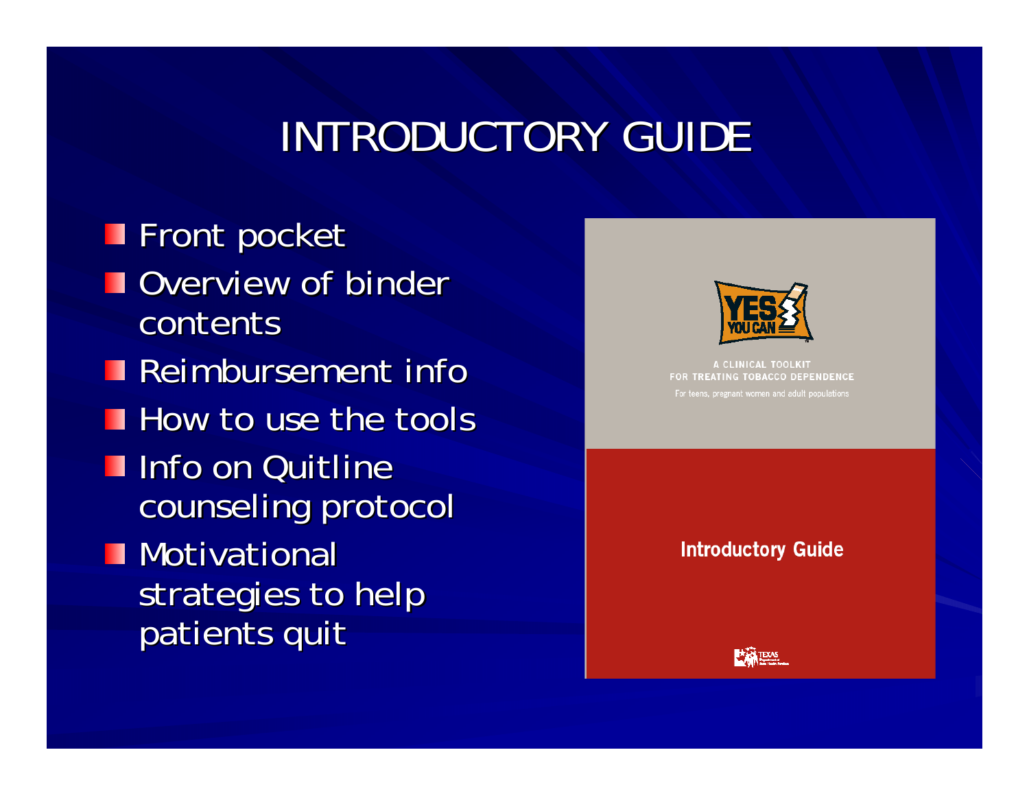# INTRODUCTORY GUIDE

- Front pocket
- Overview of binder contents
- Reimbursement info
- How to use the tools
- Info on Quitline counseling protocol
- Motivational strategies to help patients quit

YES YOU CAN

A CLINICAL TOOLKIT FOR TREATING TOBACCO DEPENDENCE

For teens, pregnant women and adult populations

Introductory Guide

TEXAS Department of State Health Services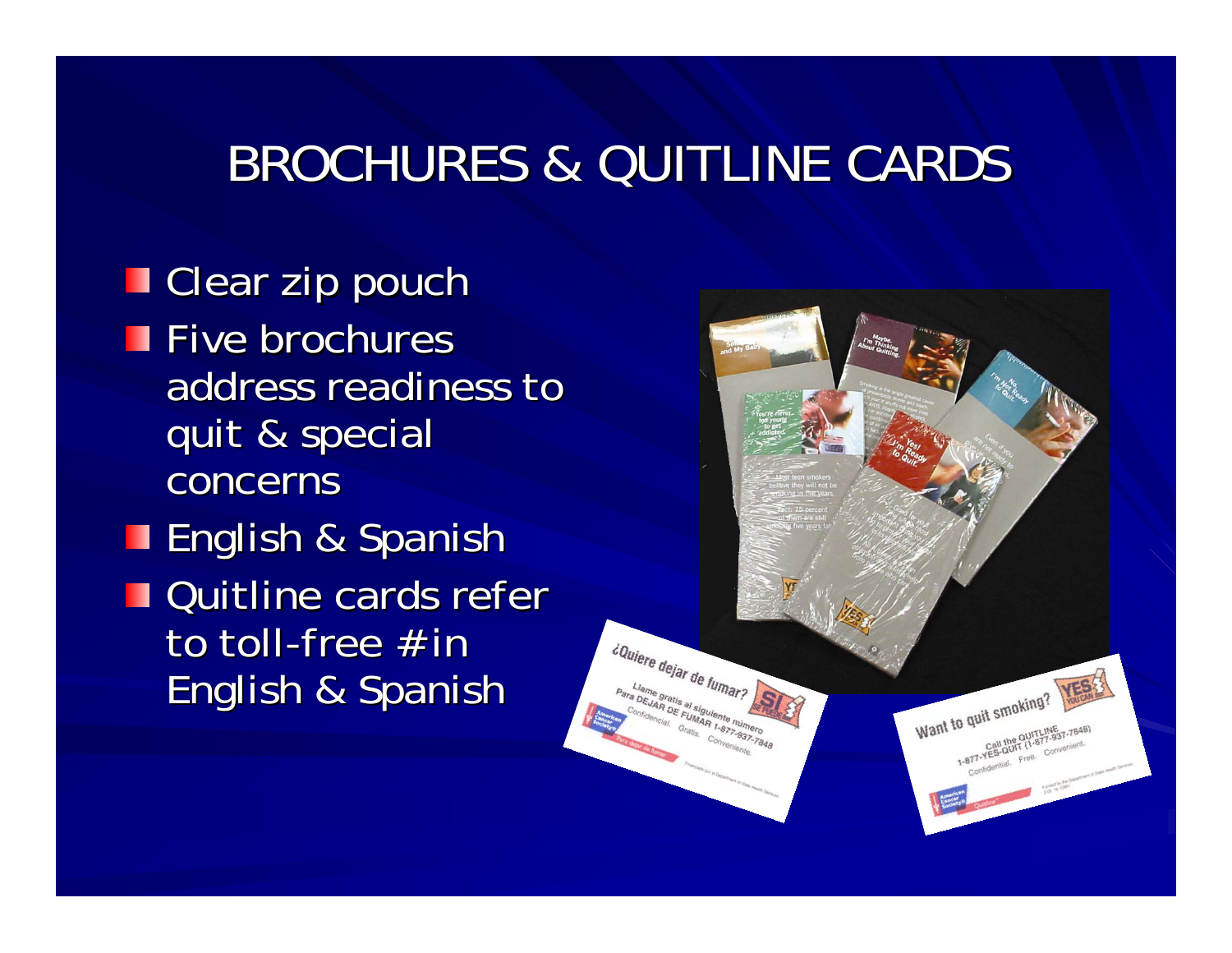# BROCHURES & QUITLINE CARDS

- Clear zip pouch
- Five brochures address readiness to quit & special concerns
- English & Spanish
- Quitline cards refer to toll-free # in English & Spanish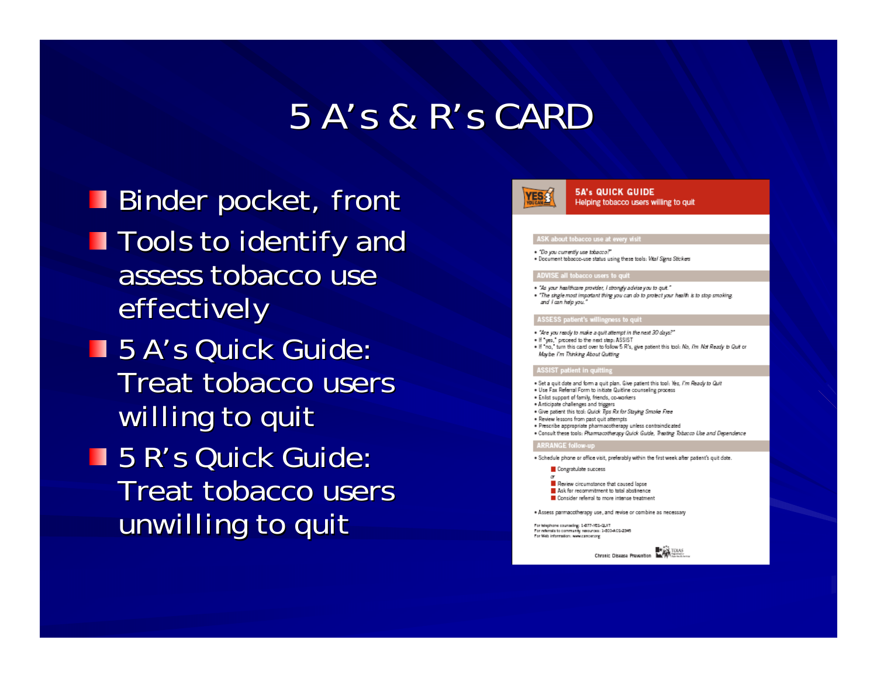# 5 A's & R's CARD

- Binder pocket, front
- Tools to identify and assess tobacco use effectively
- 5 A's Quick Guide: Treat tobacco users willing to quit
- 5 R's Quick Guide: Treat tobacco users unwilling to quit

**YES YOU CAN!**

**5A's QUICK GUIDE**
Helping tobacco users willing to quit

**ASK about tobacco use at every visit**

- *"Do you currently use tobacco?"*
- Document tobacco-use status using these tools: *Vital Signs Stickers*

**ADVISE all tobacco users to quit**

- *"As your healthcare provider, I strongly advise you to quit."*
- *"The single most important thing you can do to protect your health is to stop smoking and I can help you."*

**ASSESS patient's willingness to quit**

- *"Are you ready to make a quit attempt in the next 30 days?"*
- If "yes," proceed to the next step: ASSIST
- If "no," turn this card over to follow 5 R's, give patient this tool: *No, I'm Not Ready to Quit* or *Maybe I'm Thinking About Quitting*

**ASSIST patient in quitting**

- Set a quit date and form a quit plan. Give patient this tool: *Yes, I'm Ready to Quit*
- Use Fax Referral Form to initiate Quitline counseling process
- Enlist support of family, friends, co-workers
- Anticipate challenges and triggers
- Give patient this tool: *Quick Tips Rx for Staying Smoke Free*
- Review lessons from past quit attempts
- Prescribe appropriate pharmacotherapy unless contraindicated
- Consult these tools: *Pharmacotherapy Quick Guide, Treating Tobacco Use and Dependence*

**ARRANGE follow-up**

- Schedule phone or office visit, preferably within the first week after patient's quit date.
  - Congratulate success
  
  or
  - Review circumstance that caused lapse
  - Ask for recommitment to total abstinence
  - Consider referral to more intense treatment
- Assess pharmacotherapy use, and revise or combine as necessary

For telephone counseling: 1-877-YES-QUIT
For referrals to community resources: 1-800-ACS-2345
For Web information: www.cancer.org

Chronic Disease Prevention — TEXAS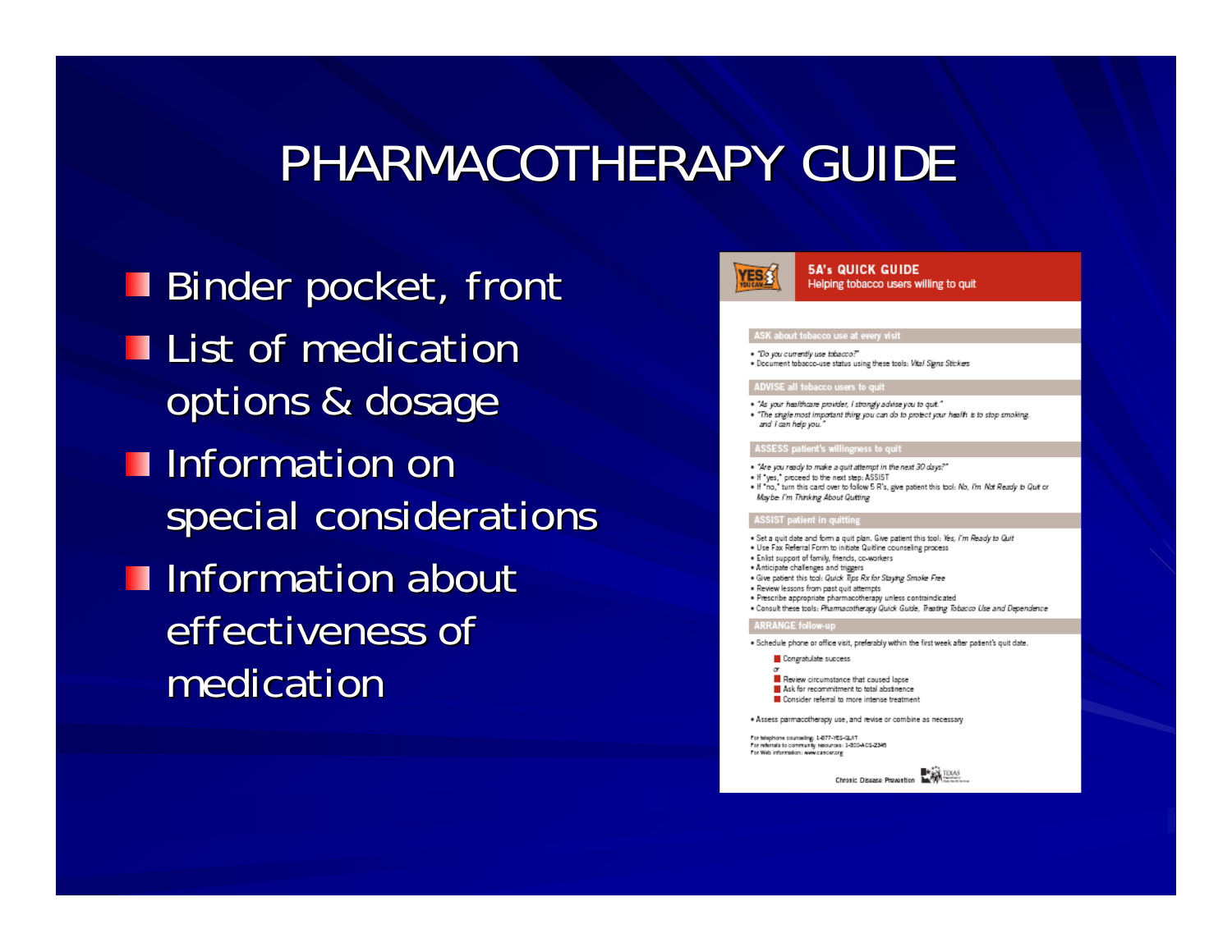# PHARMACOTHERAPY GUIDE

- Binder pocket, front
- List of medication options & dosage
- Information on special considerations
- Information about effectiveness of medication

**5A's QUICK GUIDE**
Helping tobacco users willing to quit

**ASK about tobacco use at every visit**

- *"Do you currently use tobacco?"*
- Document tobacco-use status using these tools: *Vital Signs Stickers*

**ADVISE all tobacco users to quit**

- *"As your healthcare provider, I strongly advise you to quit."*
- *"The single most important thing you can do to protect your health is to stop smoking and I can help you."*

**ASSESS patient's willingness to quit**

- *"Are you ready to make a quit attempt in the next 30 days?"*
- If "yes," proceed to the next step: ASSIST
- If "no," turn this card over to follow 5 R's, give patient this tool: *No, I'm Not Ready to Quit* or *Maybe: I'm Thinking About Quitting*

**ASSIST patient in quitting**

- Set a quit date and form a quit plan. Give patient this tool: *Yes, I'm Ready to Quit*
- Use Fax Referral Form to initiate Quitline counseling process
- Enlist support of family, friends, co-workers
- Anticipate challenges and triggers
- Give patient this tool: *Quick Tips Rx for Staying Smoke Free*
- Review lessons from past quit attempts
- Prescribe appropriate pharmacotherapy unless contraindicated
- Consult these tools: *Pharmacotherapy Quick Guide, Treating Tobacco Use and Dependence*

**ARRANGE follow-up**

- Schedule phone or office visit, preferably within the first week after patient's quit date.
  - Congratulate success

  or

  - Review circumstance that caused lapse
  - Ask for recommitment to total abstinence
  - Consider referral to more intense treatment
- Assess parmacotherapy use, and revise or combine as necessary

For telephone counseling: 1-877-YES-QUIT
For referrals to community resources: 1-800-ACS-2345
For Web information: www.cancer.org

Chronic Disease Prevention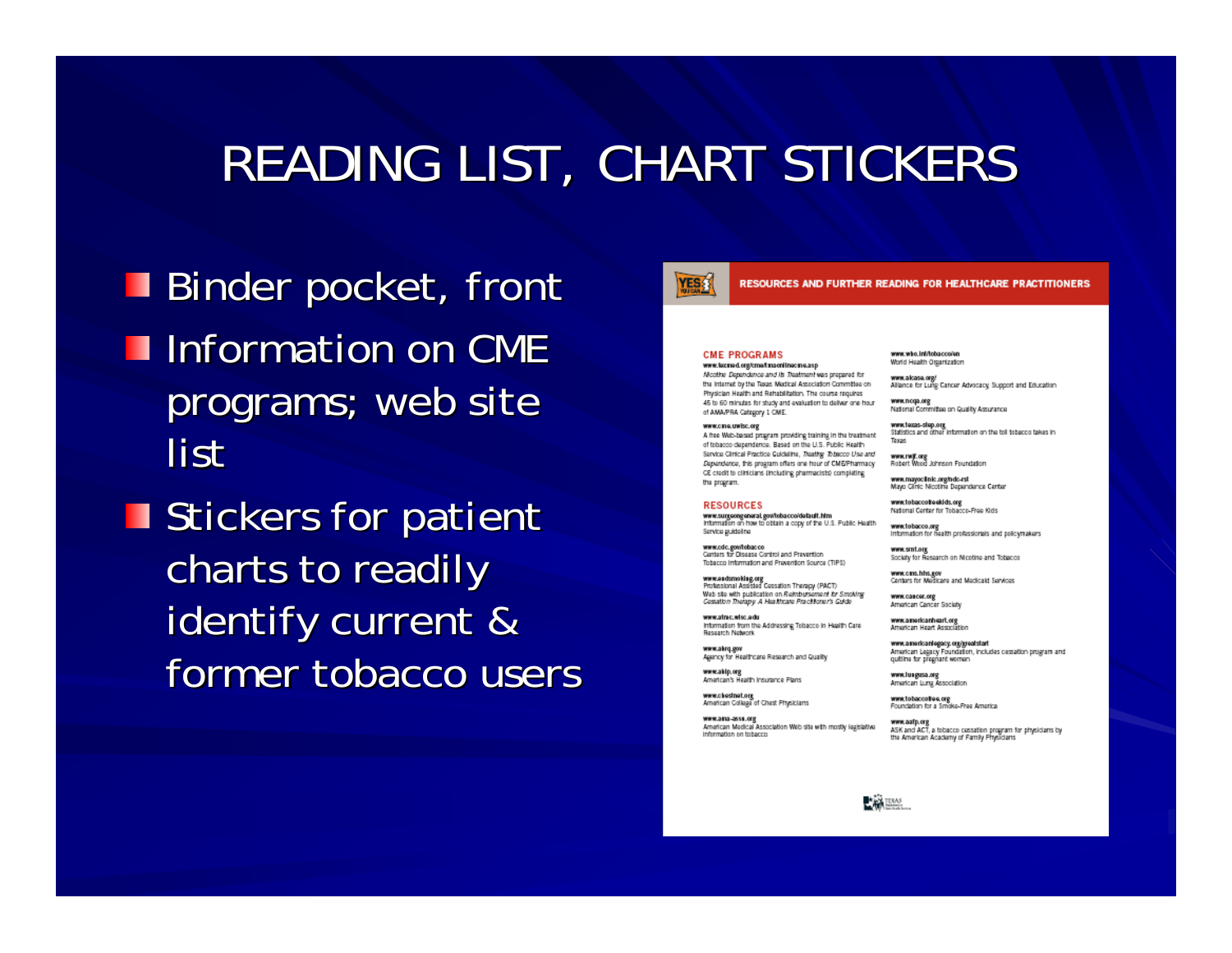# READING LIST, CHART STICKERS

- Binder pocket, front
- Information on CME programs; web site list
- Stickers for patient charts to readily identify current & former tobacco users

## RESOURCES AND FURTHER READING FOR HEALTHCARE PRACTITIONERS

### CME PROGRAMS

**www.texmed.org/cme/tmaonlinecme.asp**
*Nicotine Dependence and Its Treatment* was prepared for the Internet by the Texas Medical Association Committee on Physician Health and Rehabilitation. The course requires 45 to 60 minutes for study and evaluation to deliver one hour of AMA/PRA Category 1 CME.

**www.cme.uwisc.org**
A free Web-based program providing training in the treatment of tobacco dependence. Based on the U.S. Public Health Service Clinical Practice Guideline, *Treating Tobacco Use and Dependence*, this program offers one hour of CME/Pharmacy CE credit to clinicians (including pharmacists) completing the program.

### RESOURCES

**www.surgeongeneral.gov/tobacco/default.htm**
Information on how to obtain a copy of the U.S. Public Health Service guideline

**www.cdc.gov/tobacco**
Centers for Disease Control and Prevention Tobacco Information and Prevention Source (TIPS)

**www.endsmoking.org**
Professional Assisted Cessation Therapy (PACT) Web site with publication on *Reimbursement for Smoking Cessation Therapy: A Healthcare Practitioner's Guide*

**www.atrnc.wisc.edu**
Information from the Addressing Tobacco in Health Care Research Network

**www.ahrq.gov**
Agency for Healthcare Research and Quality

**www.ahip.org**
American's Health Insurance Plans

**www.chestnet.org**
American College of Chest Physicians

**www.ama-assn.org**
American Medical Association Web site with mostly legislative information on tobacco

**www.who.int/tobacco/en**
World Health Organization

**www.alcase.org/**
Alliance for Lung Cancer Advocacy, Support and Education

**www.ncqa.org**
National Committee on Quality Assurance

**www.texas-step.org**
Statistics and other information on the toll tobacco takes in Texas

**www.rwjf.org**
Robert Wood Johnson Foundation

**www.mayoclinic.org/ndc-rst**
Mayo Clinic Nicotine Dependence Center

**www.tobaccofreekids.org**
National Center for Tobacco-Free Kids

**www.tobacco.org**
Information for health professionals and policymakers

**www.srnt.org**
Society for Research on Nicotine and Tobacco

**www.cms.hhs.gov**
Centers for Medicare and Medicaid Services

**www.cancer.org**
American Cancer Society

**www.americanheart.org**
American Heart Association

**www.americanlegacy.org/greatstart**
American Legacy Foundation, includes cessation program and quitline for pregnant women

**www.lungusa.org**
American Lung Association

**www.tobaccofree.org**
Foundation for a Smoke-Free America

**www.aafp.org**
ASK and ACT, a tobacco cessation program for physicians by the American Academy of Family Physicians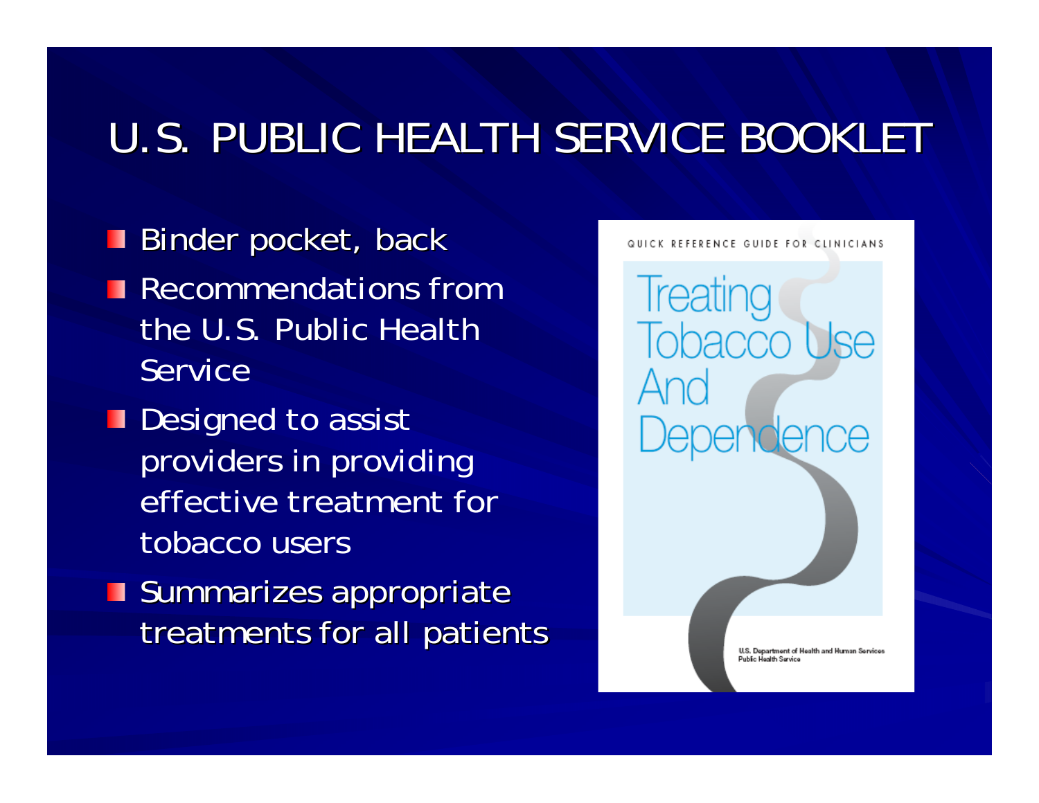# U.S. PUBLIC HEALTH SERVICE BOOKLET

- Binder pocket, back
- Recommendations from the U.S. Public Health Service
- Designed to assist providers in providing effective treatment for tobacco users
- Summarizes appropriate treatments for all patients

QUICK REFERENCE GUIDE FOR CLINICIANS

Treating Tobacco Use And Dependence

U.S. Department of Health and Human Services
Public Health Service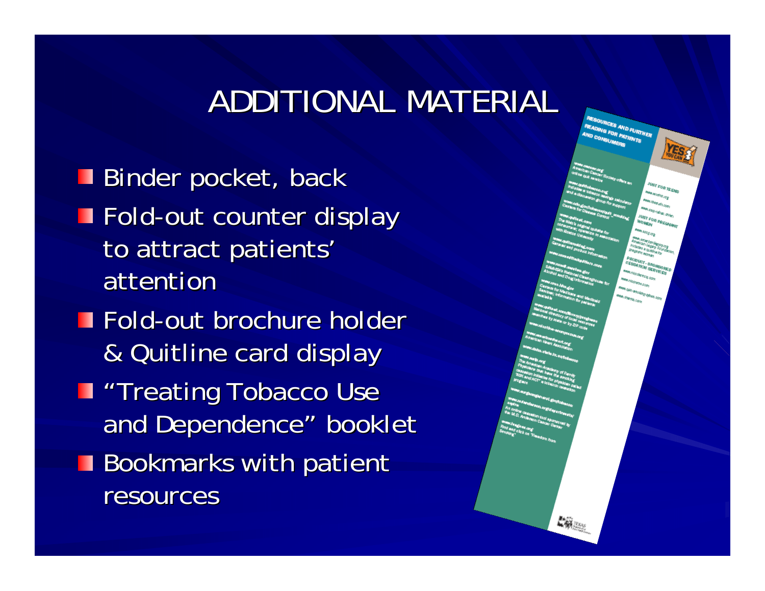# ADDITIONAL MATERIAL

- Binder pocket, back
- Fold-out counter display to attract patients' attention
- Fold-out brochure holder & Quitline card display
- "Treating Tobacco Use and Dependence" booklet
- Bookmarks with patient resources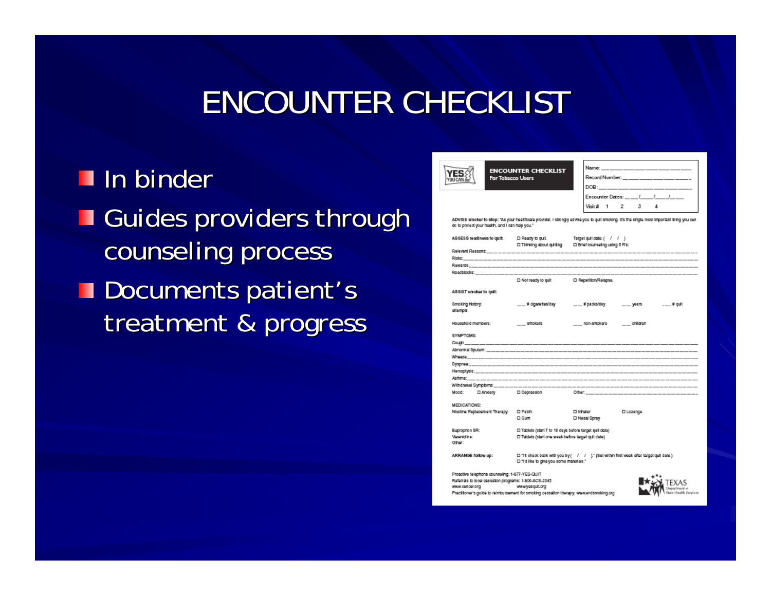# ENCOUNTER CHECKLIST

- In binder
- Guides providers through counseling process
- Documents patient's treatment & progress

**ENCOUNTER CHECKLIST**
**For Tobacco Users**

Name: ______________________
Record Number: ______________________
DOB: ______________________
Encounter Dates: ____/____/____/____
Visit # 1 2 3 4

**ADVISE smoker to stop:** "As your healthcare provider, I strongly advise you to quit smoking. It's the single most important thing you can do to protect your health, and I can help you."

**ASSESS readiness to quit:** ☐ Ready to quit ☐ Thinking about quitting Target quit date: ( / / ) ☐ Brief counseling using 5 R's:

Relevant Reasons: ______________________
Risks: ______________________
Rewards: ______________________
Roadblocks: ______________________

☐ Not ready to quit ☐ Repetition/Relapse.

**ASSIST smoker to quit:**

Smoking history: ___ # cigarettes/day ___ # packs/day ___ years ___ # quit attempts

Household members: ___ smokers ___ non-smokers ___ children

SYMPTOMS:
Cough: ______________________
Abnormal Sputum: ______________________
Wheeze: ______________________
Dyspnea: ______________________
Hemoptysis: ______________________
Asthma: ______________________
Withdrawal Symptoms: ______________________
Mood: ☐ Anxiety ☐ Depression Other: ______________________

MEDICATIONS:
Nicotine Replacement Therapy: ☐ Patch ☐ Gum ☐ Inhaler ☐ Nasal Spray ☐ Lozenge

Bupropion SR: ☐ Tablets (start 7 to 10 days before target quit date)
Varenicline: ☐ Tablets (start one week before target quit date)
Other:

**ARRANGE follow up:** ☐ "I'll check back with you by ( / / )." (Set within first week after target quit date.)
☐ "I'd like to give you some materials."

Proactive telephone counseling: 1-877-YES-QUIT
Referrals to local cessation programs: 1-800-ACS-2345
www.cancer.org www.yesquit.org
Practitioner's guide to reimbursement for smoking cessation therapy: www.endsmoking.org

TEXAS Department of State Health Services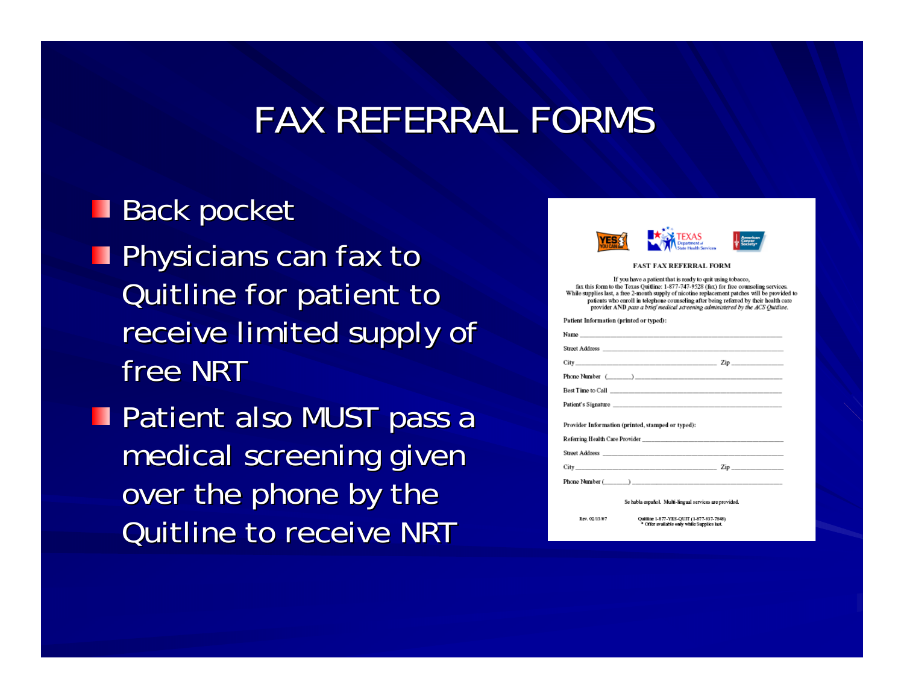# FAX REFERRAL FORMS

- Back pocket
- Physicians can fax to Quitline for patient to receive limited supply of free NRT
- Patient also MUST pass a medical screening given over the phone by the Quitline to receive NRT

**FAST FAX REFERRAL FORM**

If you have a patient that is ready to quit using tobacco, fax this form to the Texas Quitline: 1-877-747-9528 (fax) for free counseling services. While supplies last, a free 2-month supply of nicotine replacement patches will be provided to patients who enroll in telephone counseling after being referred by their health care provider AND *pass a brief medical screening administered by the ACS Quitline.*

**Patient Information (printed or typed):**

Name ______________________

Street Address ______________________

City ______________________ Zip ____________

Phone Number (_______) ______________________

Best Time to Call ______________________

Patient's Signature ______________________

**Provider Information (printed, stamped or typed):**

Referring Health Care Provider ______________________

Street Address ______________________

City ______________________ Zip ____________

Phone Number (_______) ______________________

Se habla español. Multi-lingual services are provided.

Rev. 02/13/07

Quitline 1-877-YES-QUIT (1-877-937-7848)
\* Offer available only while Supplies last.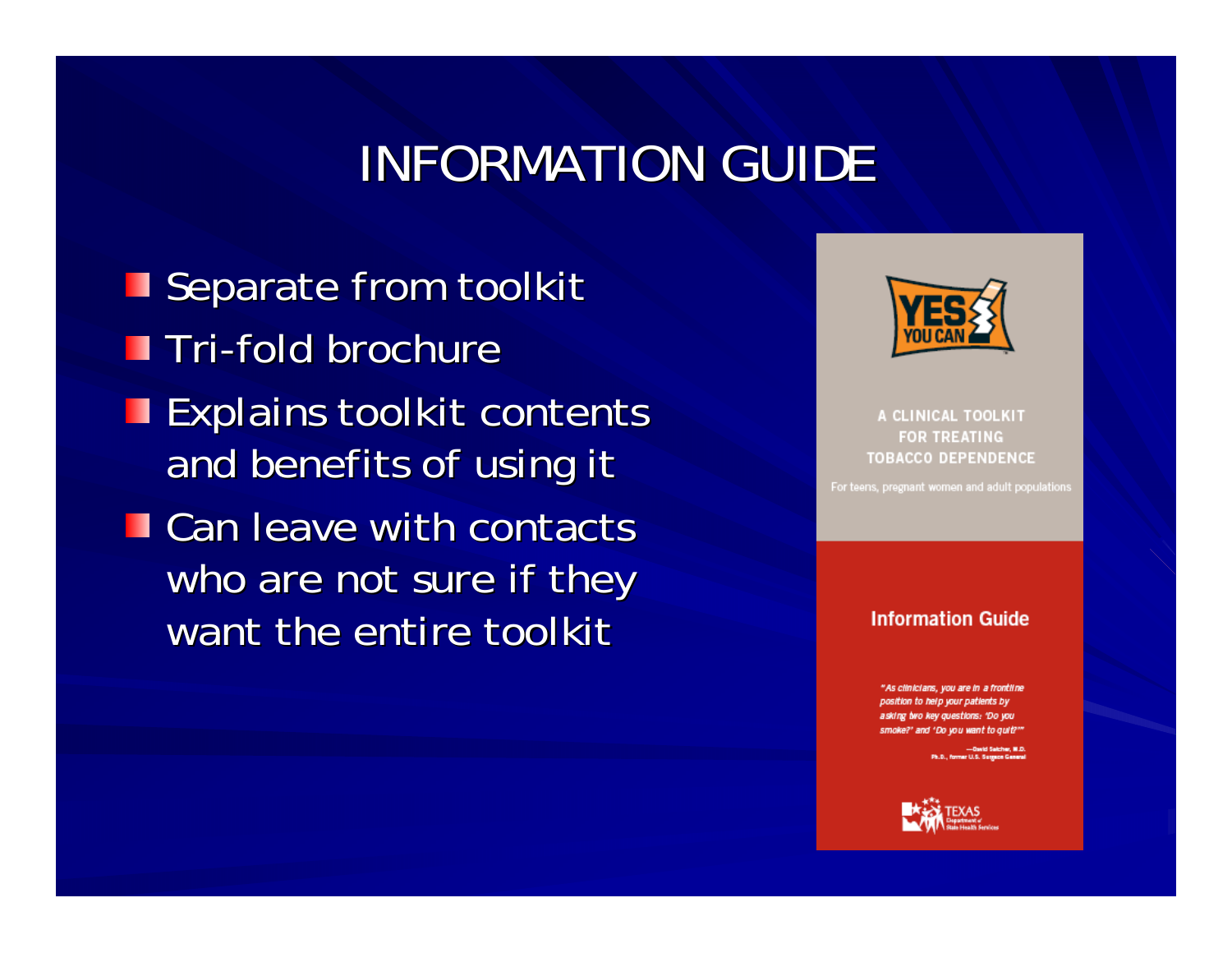# INFORMATION GUIDE

- Separate from toolkit
- Tri-fold brochure
- Explains toolkit contents and benefits of using it
- Can leave with contacts who are not sure if they want the entire toolkit

YES YOU CAN

A CLINICAL TOOLKIT FOR TREATING TOBACCO DEPENDENCE

For teens, pregnant women and adult populations

Information Guide

*"As clinicians, you are in a frontline position to help your patients by asking two key questions: 'Do you smoke?' and 'Do you want to quit?'"*

—David Satcher, M.D. Ph.D., former U.S. Surgeon General

TEXAS Department of State Health Services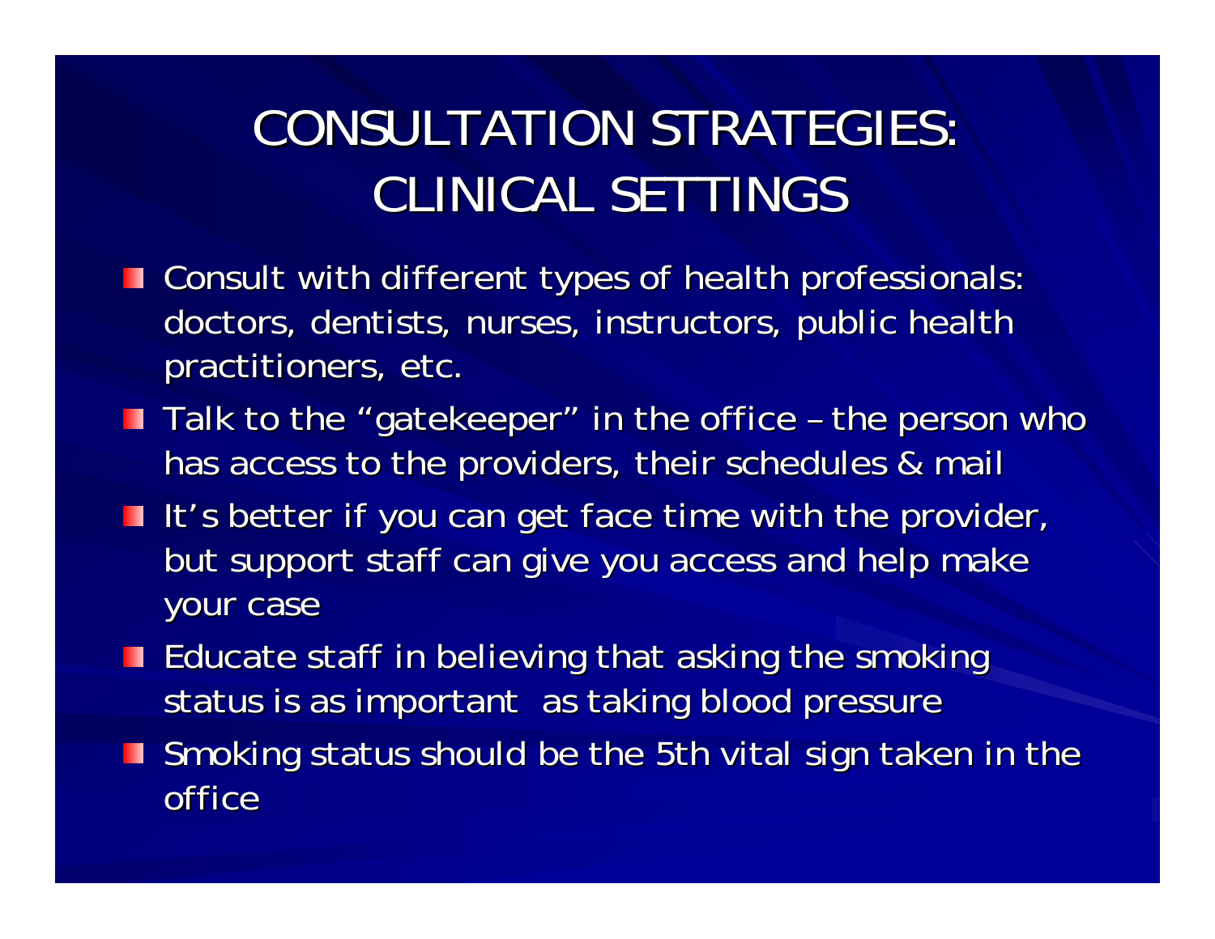# CONSULTATION STRATEGIES: CLINICAL SETTINGS

- Consult with different types of health professionals: doctors, dentists, nurses, instructors, public health practitioners, etc.
- Talk to the "gatekeeper" in the office – the person who has access to the providers, their schedules & mail
- It's better if you can get face time with the provider, but support staff can give you access and help make your case
- Educate staff in believing that asking the smoking status is as important as taking blood pressure
- Smoking status should be the 5th vital sign taken in the office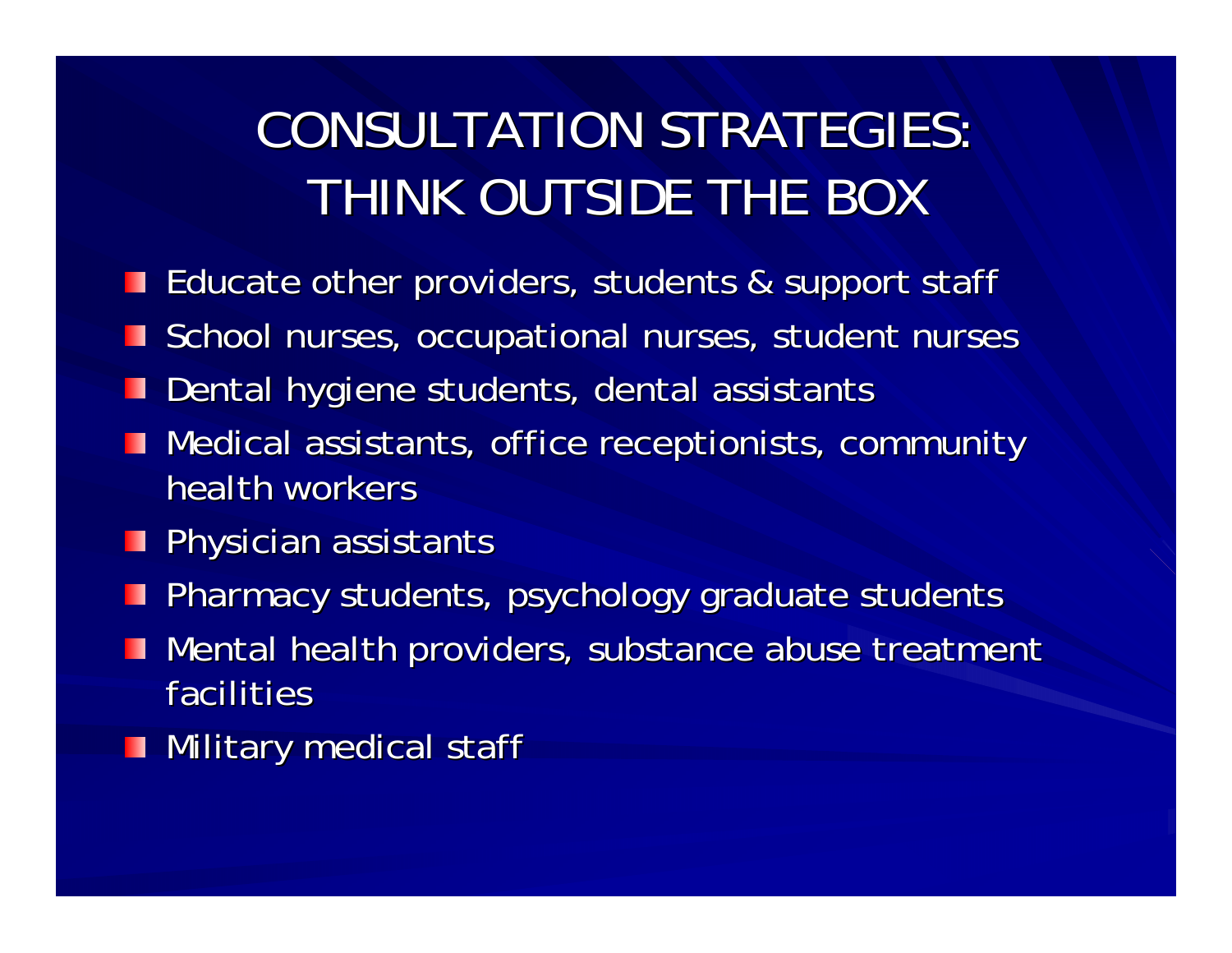# CONSULTATION STRATEGIES: THINK OUTSIDE THE BOX

- Educate other providers, students & support staff
- School nurses, occupational nurses, student nurses
- Dental hygiene students, dental assistants
- Medical assistants, office receptionists, community health workers
- Physician assistants
- Pharmacy students, psychology graduate students
- Mental health providers, substance abuse treatment facilities
- Military medical staff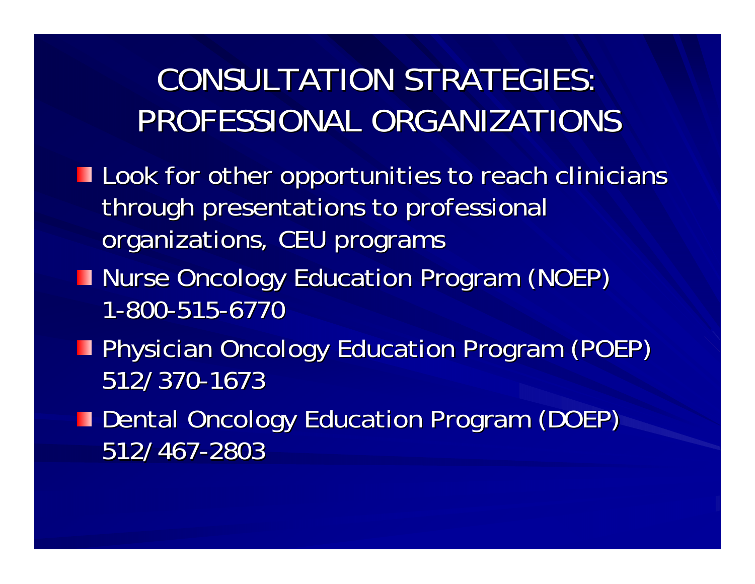# CONSULTATION STRATEGIES: PROFESSIONAL ORGANIZATIONS

- Look for other opportunities to reach clinicians through presentations to professional organizations, CEU programs
- Nurse Oncology Education Program (NOEP) 1-800-515-6770
- Physician Oncology Education Program (POEP) 512/370-1673
- Dental Oncology Education Program (DOEP) 512/467-2803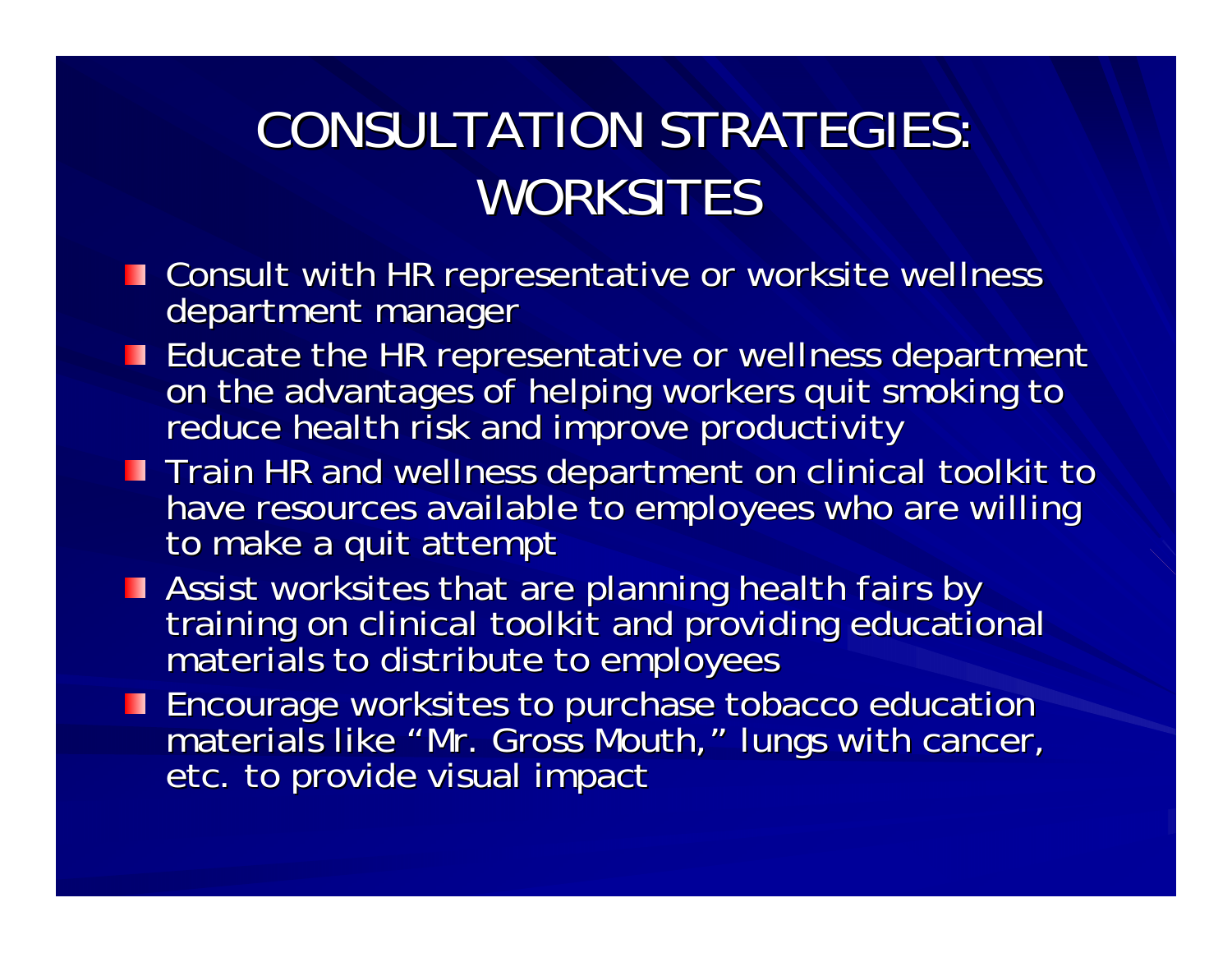# CONSULTATION STRATEGIES: WORKSITES

- Consult with HR representative or worksite wellness department manager
- Educate the HR representative or wellness department on the advantages of helping workers quit smoking to reduce health risk and improve productivity
- Train HR and wellness department on clinical toolkit to have resources available to employees who are willing to make a quit attempt
- Assist worksites that are planning health fairs by training on clinical toolkit and providing educational materials to distribute to employees
- Encourage worksites to purchase tobacco education materials like "Mr. Gross Mouth," lungs with cancer, etc. to provide visual impact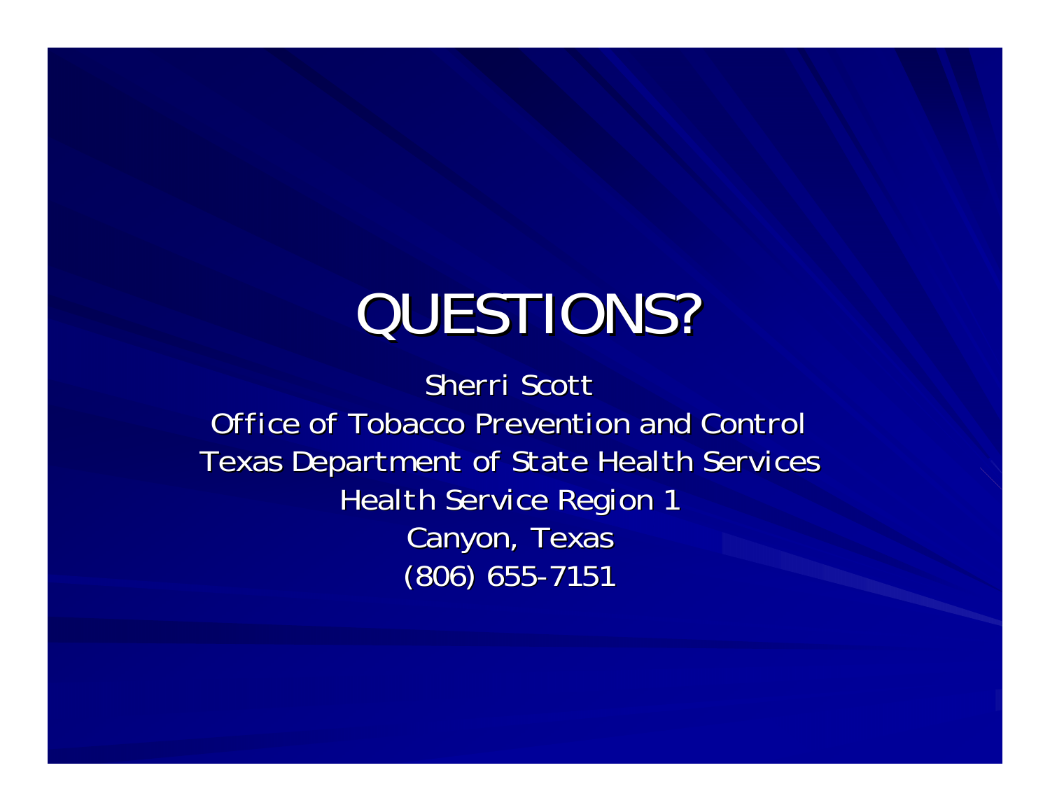# QUESTIONS?

Sherri Scott
Office of Tobacco Prevention and Control
Texas Department of State Health Services
Health Service Region 1
Canyon, Texas
(806) 655-7151